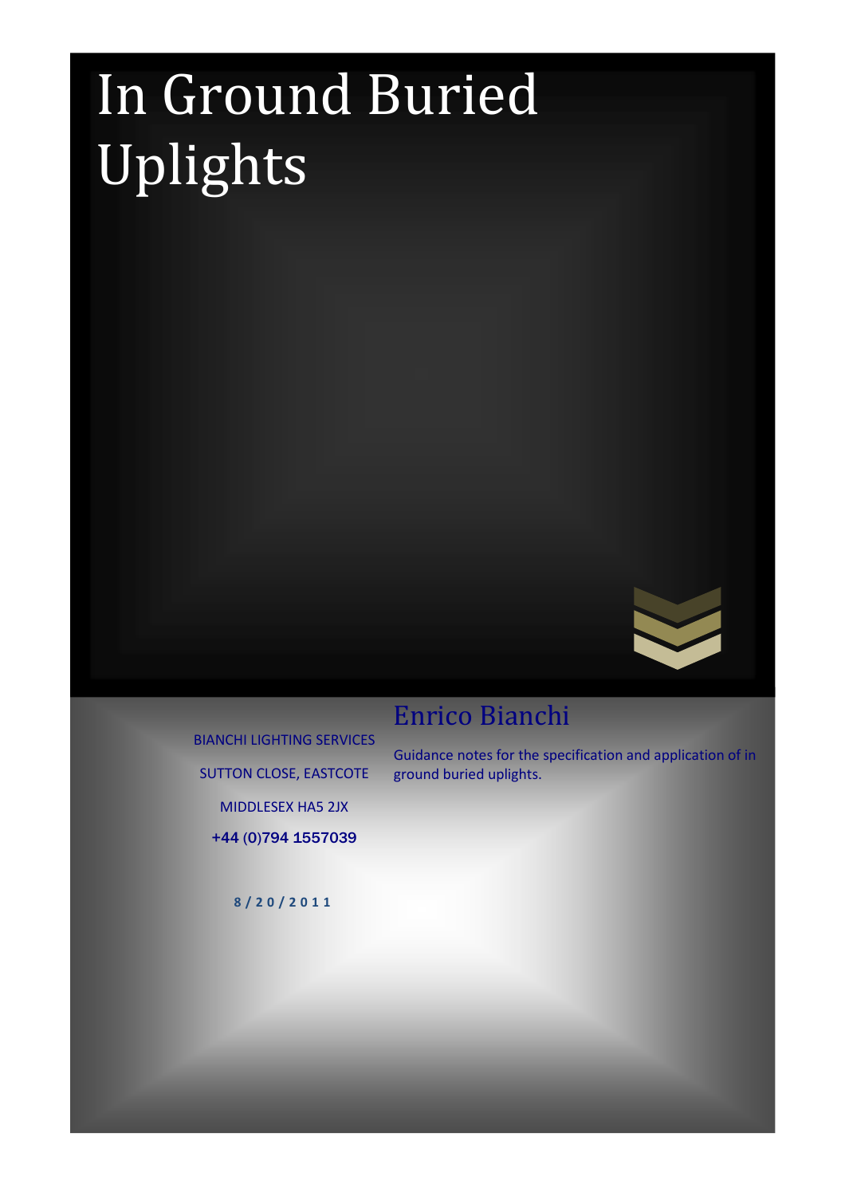# In Ground Buried Uplights

## Enrico Bianchi

Guidance notes for the specification and application of in ground buried uplights.

BIANCHI LIGHTING SERVICES

SUTTON CLOSE, EASTCOTE

MIDDLESEX HA5 2JX

+44 (0)794 1557039

8/20/2011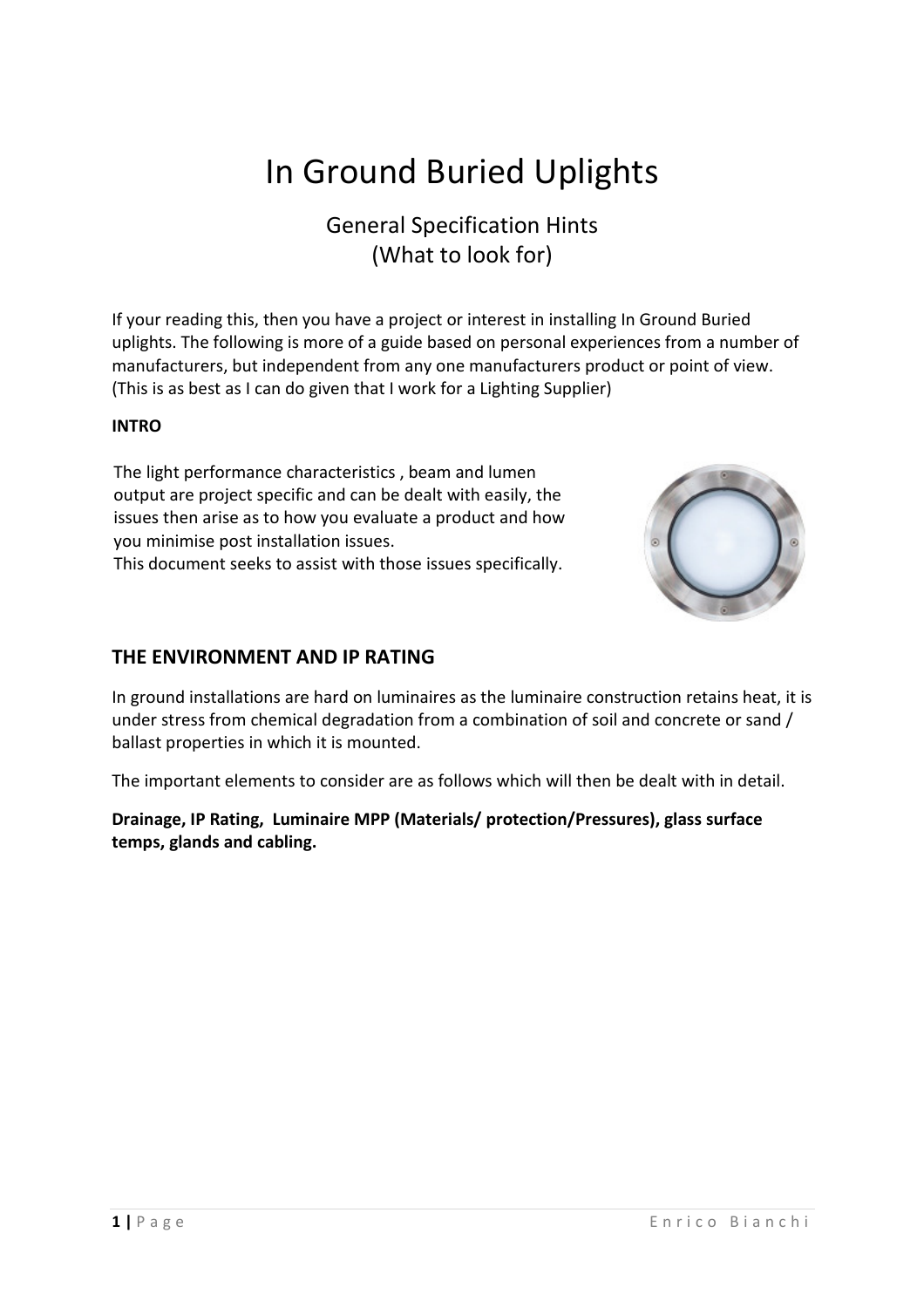# In Ground Buried Uplights

## General Specification Hints
## (What to look for)

If your reading this, then you have a project or interest in installing In Ground Buried uplights. The following is more of a guide based on personal experiences from a number of manufacturers, but independent from any one manufacturers product or point of view. (This is as best as I can do given that I work for a Lighting Supplier)

**INTRO**

The light performance characteristics , beam and lumen output are project specific and can be dealt with easily, the issues then arise as to how you evaluate a product and how you minimise post installation issues.
This document seeks to assist with those issues specifically.

### THE ENVIRONMENT AND IP RATING

In ground installations are hard on luminaires as the luminaire construction retains heat, it is under stress from chemical degradation from a combination of soil and concrete or sand / ballast properties in which it is mounted.

The important elements to consider are as follows which will then be dealt with in detail.

**Drainage, IP Rating, Luminaire MPP (Materials/ protection/Pressures), glass surface temps, glands and cabling.**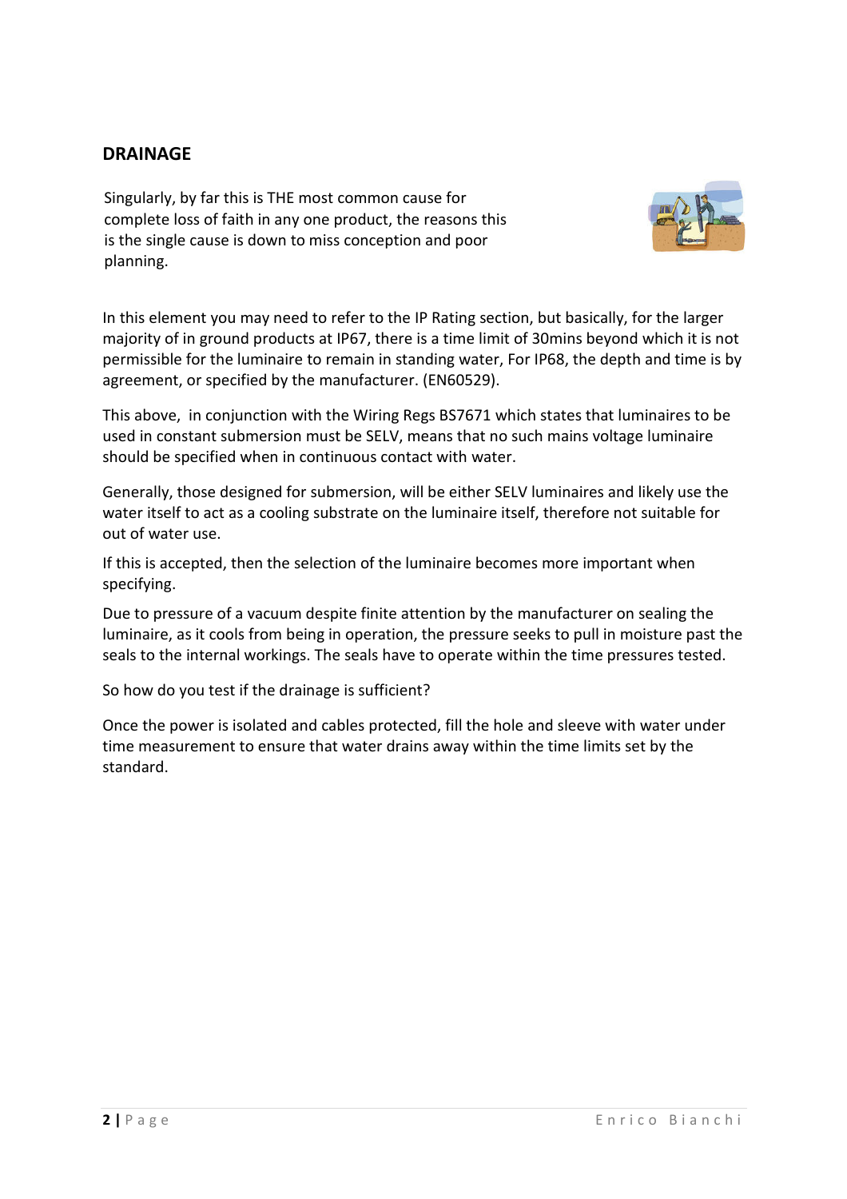## DRAINAGE

Singularly, by far this is THE most common cause for complete loss of faith in any one product, the reasons this is the single cause is down to miss conception and poor planning.

In this element you may need to refer to the IP Rating section, but basically, for the larger majority of in ground products at IP67, there is a time limit of 30mins beyond which it is not permissible for the luminaire to remain in standing water, For IP68, the depth and time is by agreement, or specified by the manufacturer. (EN60529).

This above, in conjunction with the Wiring Regs BS7671 which states that luminaires to be used in constant submersion must be SELV, means that no such mains voltage luminaire should be specified when in continuous contact with water.

Generally, those designed for submersion, will be either SELV luminaires and likely use the water itself to act as a cooling substrate on the luminaire itself, therefore not suitable for out of water use.

If this is accepted, then the selection of the luminaire becomes more important when specifying.

Due to pressure of a vacuum despite finite attention by the manufacturer on sealing the luminaire, as it cools from being in operation, the pressure seeks to pull in moisture past the seals to the internal workings. The seals have to operate within the time pressures tested.

So how do you test if the drainage is sufficient?

Once the power is isolated and cables protected, fill the hole and sleeve with water under time measurement to ensure that water drains away within the time limits set by the standard.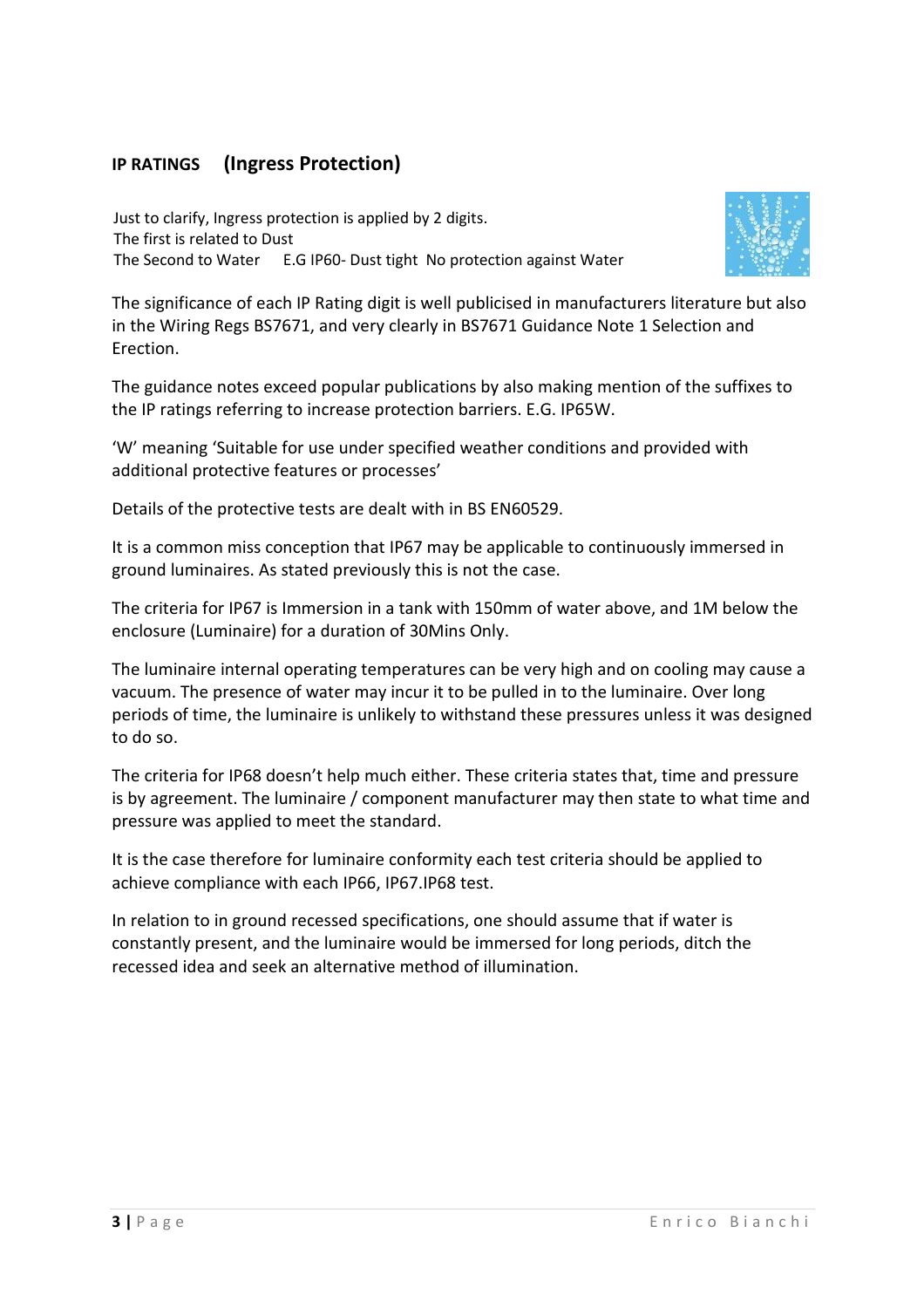## **IP RATINGS (Ingress Protection)**

Just to clarify, Ingress protection is applied by 2 digits.
The first is related to Dust
The Second to Water E.G IP60- Dust tight No protection against Water

The significance of each IP Rating digit is well publicised in manufacturers literature but also in the Wiring Regs BS7671, and very clearly in BS7671 Guidance Note 1 Selection and Erection.

The guidance notes exceed popular publications by also making mention of the suffixes to the IP ratings referring to increase protection barriers. E.G. IP65W.

'W' meaning 'Suitable for use under specified weather conditions and provided with additional protective features or processes'

Details of the protective tests are dealt with in BS EN60529.

It is a common miss conception that IP67 may be applicable to continuously immersed in ground luminaires. As stated previously this is not the case.

The criteria for IP67 is Immersion in a tank with 150mm of water above, and 1M below the enclosure (Luminaire) for a duration of 30Mins Only.

The luminaire internal operating temperatures can be very high and on cooling may cause a vacuum. The presence of water may incur it to be pulled in to the luminaire. Over long periods of time, the luminaire is unlikely to withstand these pressures unless it was designed to do so.

The criteria for IP68 doesn't help much either. These criteria states that, time and pressure is by agreement. The luminaire / component manufacturer may then state to what time and pressure was applied to meet the standard.

It is the case therefore for luminaire conformity each test criteria should be applied to achieve compliance with each IP66, IP67.IP68 test.

In relation to in ground recessed specifications, one should assume that if water is constantly present, and the luminaire would be immersed for long periods, ditch the recessed idea and seek an alternative method of illumination.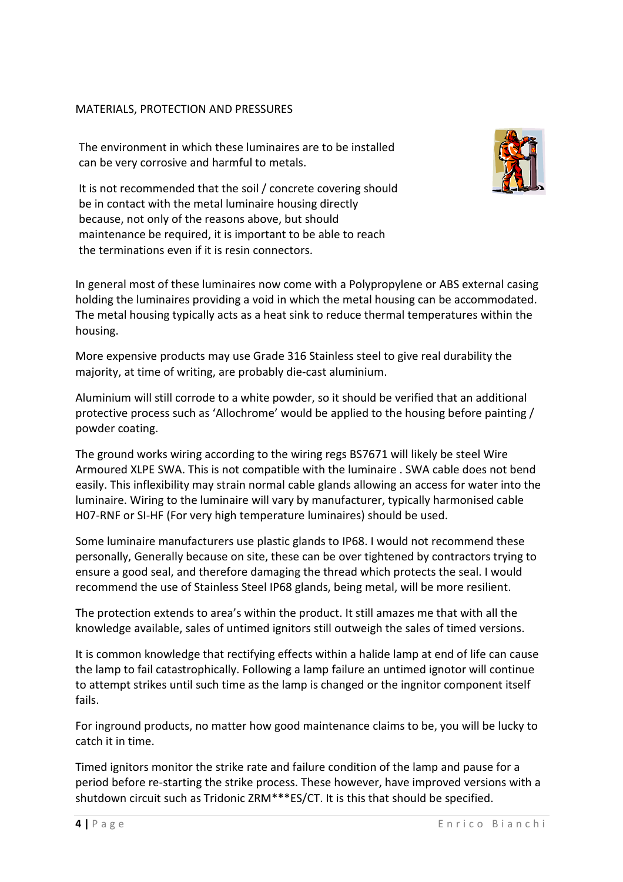MATERIALS, PROTECTION AND PRESSURES

The environment in which these luminaires are to be installed can be very corrosive and harmful to metals.

It is not recommended that the soil / concrete covering should be in contact with the metal luminaire housing directly because, not only of the reasons above, but should maintenance be required, it is important to be able to reach the terminations even if it is resin connectors.

In general most of these luminaires now come with a Polypropylene or ABS external casing holding the luminaires providing a void in which the metal housing can be accommodated. The metal housing typically acts as a heat sink to reduce thermal temperatures within the housing.

More expensive products may use Grade 316 Stainless steel to give real durability the majority, at time of writing, are probably die-cast aluminium.

Aluminium will still corrode to a white powder, so it should be verified that an additional protective process such as 'Allochrome' would be applied to the housing before painting / powder coating.

The ground works wiring according to the wiring regs BS7671 will likely be steel Wire Armoured XLPE SWA. This is not compatible with the luminaire . SWA cable does not bend easily. This inflexibility may strain normal cable glands allowing an access for water into the luminaire. Wiring to the luminaire will vary by manufacturer, typically harmonised cable H07-RNF or SI-HF (For very high temperature luminaires) should be used.

Some luminaire manufacturers use plastic glands to IP68. I would not recommend these personally, Generally because on site, these can be over tightened by contractors trying to ensure a good seal, and therefore damaging the thread which protects the seal. I would recommend the use of Stainless Steel IP68 glands, being metal, will be more resilient.

The protection extends to area's within the product. It still amazes me that with all the knowledge available, sales of untimed ignitors still outweigh the sales of timed versions.

It is common knowledge that rectifying effects within a halide lamp at end of life can cause the lamp to fail catastrophically. Following a lamp failure an untimed ignotor will continue to attempt strikes until such time as the lamp is changed or the ingnitor component itself fails.

For inground products, no matter how good maintenance claims to be, you will be lucky to catch it in time.

Timed ignitors monitor the strike rate and failure condition of the lamp and pause for a period before re-starting the strike process. These however, have improved versions with a shutdown circuit such as Tridonic ZRM***ES/CT. It is this that should be specified.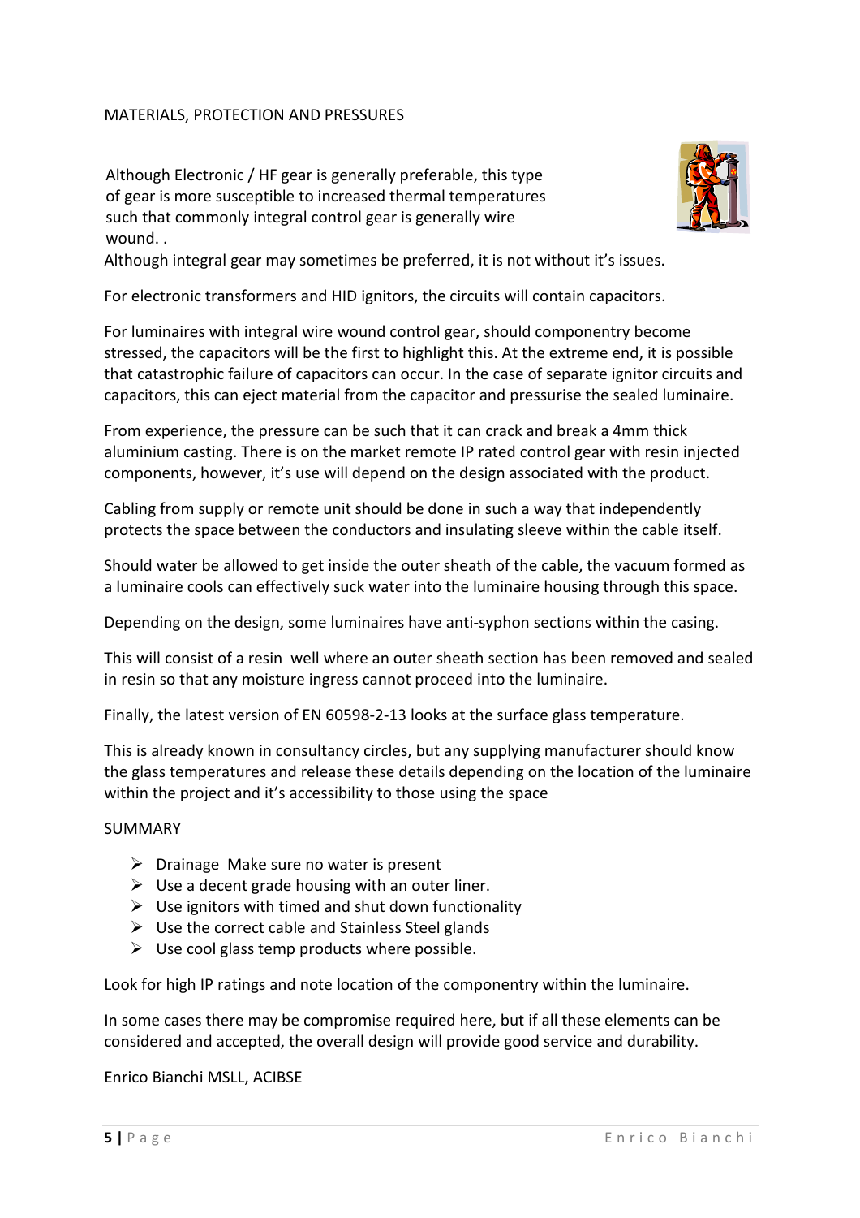MATERIALS, PROTECTION AND PRESSURES

Although Electronic / HF gear is generally preferable, this type of gear is more susceptible to increased thermal temperatures such that commonly integral control gear is generally wire wound. .

Although integral gear may sometimes be preferred, it is not without it's issues.

For electronic transformers and HID ignitors, the circuits will contain capacitors.

For luminaires with integral wire wound control gear, should componentry become stressed, the capacitors will be the first to highlight this. At the extreme end, it is possible that catastrophic failure of capacitors can occur. In the case of separate ignitor circuits and capacitors, this can eject material from the capacitor and pressurise the sealed luminaire.

From experience, the pressure can be such that it can crack and break a 4mm thick aluminium casting. There is on the market remote IP rated control gear with resin injected components, however, it's use will depend on the design associated with the product.

Cabling from supply or remote unit should be done in such a way that independently protects the space between the conductors and insulating sleeve within the cable itself.

Should water be allowed to get inside the outer sheath of the cable, the vacuum formed as a luminaire cools can effectively suck water into the luminaire housing through this space.

Depending on the design, some luminaires have anti-syphon sections within the casing.

This will consist of a resin well where an outer sheath section has been removed and sealed in resin so that any moisture ingress cannot proceed into the luminaire.

Finally, the latest version of EN 60598-2-13 looks at the surface glass temperature.

This is already known in consultancy circles, but any supplying manufacturer should know the glass temperatures and release these details depending on the location of the luminaire within the project and it's accessibility to those using the space

SUMMARY

- Drainage Make sure no water is present
- Use a decent grade housing with an outer liner.
- Use ignitors with timed and shut down functionality
- Use the correct cable and Stainless Steel glands
- Use cool glass temp products where possible.

Look for high IP ratings and note location of the componentry within the luminaire.

In some cases there may be compromise required here, but if all these elements can be considered and accepted, the overall design will provide good service and durability.

Enrico Bianchi MSLL, ACIBSE